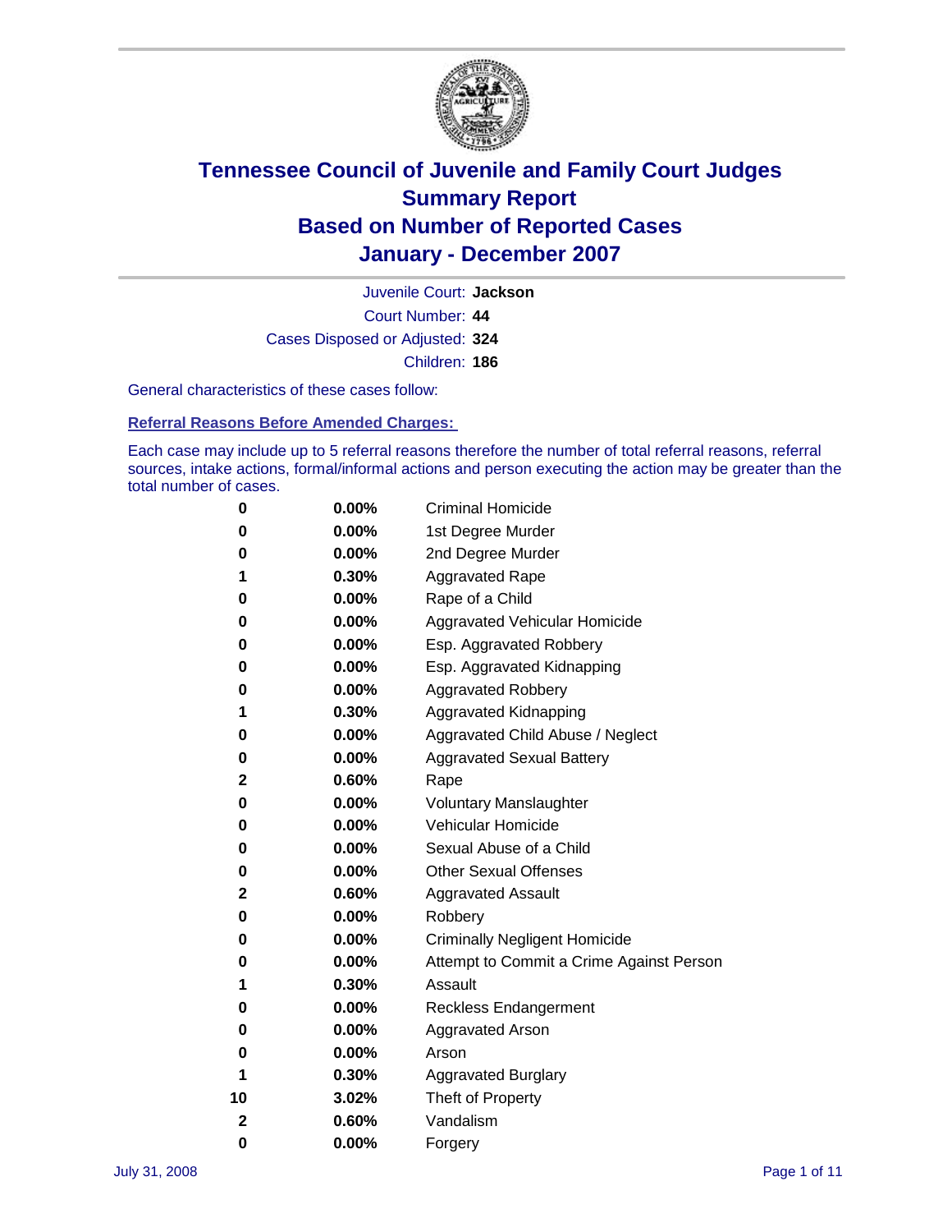# Tennessee Council of Juvenile and Family Court Judges
# Summary Report
# Based on Number of Reported Cases
# January - December 2007

Juvenile Court: **Jackson**
Court Number: **44**
Cases Disposed or Adjusted: **324**
Children: **186**

General characteristics of these cases follow:

**Referral Reasons Before Amended Charges:**

Each case may include up to 5 referral reasons therefore the number of total referral reasons, referral sources, intake actions, formal/informal actions and person executing the action may be greater than the total number of cases.

| | | |
|---|---|---|
| 0 | 0.00% | Criminal Homicide |
| 0 | 0.00% | 1st Degree Murder |
| 0 | 0.00% | 2nd Degree Murder |
| 1 | 0.30% | Aggravated Rape |
| 0 | 0.00% | Rape of a Child |
| 0 | 0.00% | Aggravated Vehicular Homicide |
| 0 | 0.00% | Esp. Aggravated Robbery |
| 0 | 0.00% | Esp. Aggravated Kidnapping |
| 0 | 0.00% | Aggravated Robbery |
| 1 | 0.30% | Aggravated Kidnapping |
| 0 | 0.00% | Aggravated Child Abuse / Neglect |
| 0 | 0.00% | Aggravated Sexual Battery |
| 2 | 0.60% | Rape |
| 0 | 0.00% | Voluntary Manslaughter |
| 0 | 0.00% | Vehicular Homicide |
| 0 | 0.00% | Sexual Abuse of a Child |
| 0 | 0.00% | Other Sexual Offenses |
| 2 | 0.60% | Aggravated Assault |
| 0 | 0.00% | Robbery |
| 0 | 0.00% | Criminally Negligent Homicide |
| 0 | 0.00% | Attempt to Commit a Crime Against Person |
| 1 | 0.30% | Assault |
| 0 | 0.00% | Reckless Endangerment |
| 0 | 0.00% | Aggravated Arson |
| 0 | 0.00% | Arson |
| 1 | 0.30% | Aggravated Burglary |
| 10 | 3.02% | Theft of Property |
| 2 | 0.60% | Vandalism |
| 0 | 0.00% | Forgery |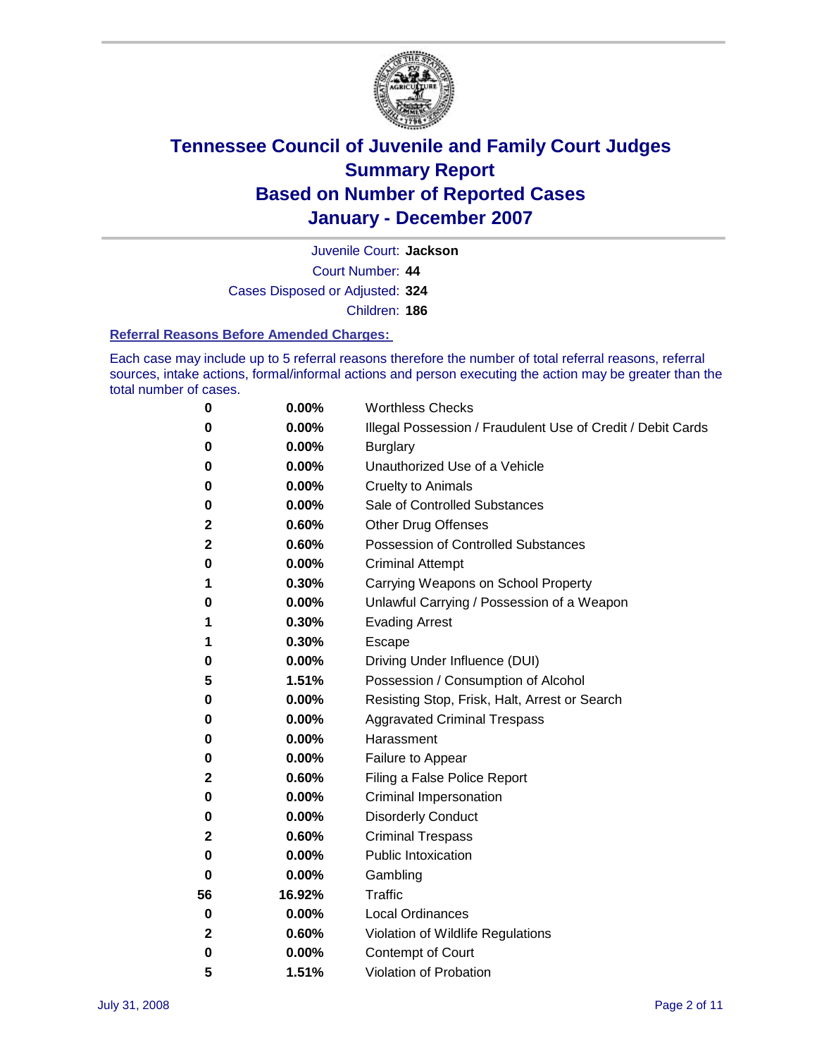# Tennessee Council of Juvenile and Family Court Judges
# Summary Report
# Based on Number of Reported Cases
# January - December 2007

Juvenile Court: **Jackson**

Court Number: **44**

Cases Disposed or Adjusted: **324**

Children: **186**

### Referral Reasons Before Amended Charges:

Each case may include up to 5 referral reasons therefore the number of total referral reasons, referral sources, intake actions, formal/informal actions and person executing the action may be greater than the total number of cases.

| | | |
|---|---|---|
| 0 | 0.00% | Worthless Checks |
| 0 | 0.00% | Illegal Possession / Fraudulent Use of Credit / Debit Cards |
| 0 | 0.00% | Burglary |
| 0 | 0.00% | Unauthorized Use of a Vehicle |
| 0 | 0.00% | Cruelty to Animals |
| 0 | 0.00% | Sale of Controlled Substances |
| 2 | 0.60% | Other Drug Offenses |
| 2 | 0.60% | Possession of Controlled Substances |
| 0 | 0.00% | Criminal Attempt |
| 1 | 0.30% | Carrying Weapons on School Property |
| 0 | 0.00% | Unlawful Carrying / Possession of a Weapon |
| 1 | 0.30% | Evading Arrest |
| 1 | 0.30% | Escape |
| 0 | 0.00% | Driving Under Influence (DUI) |
| 5 | 1.51% | Possession / Consumption of Alcohol |
| 0 | 0.00% | Resisting Stop, Frisk, Halt, Arrest or Search |
| 0 | 0.00% | Aggravated Criminal Trespass |
| 0 | 0.00% | Harassment |
| 0 | 0.00% | Failure to Appear |
| 2 | 0.60% | Filing a False Police Report |
| 0 | 0.00% | Criminal Impersonation |
| 0 | 0.00% | Disorderly Conduct |
| 2 | 0.60% | Criminal Trespass |
| 0 | 0.00% | Public Intoxication |
| 0 | 0.00% | Gambling |
| 56 | 16.92% | Traffic |
| 0 | 0.00% | Local Ordinances |
| 2 | 0.60% | Violation of Wildlife Regulations |
| 0 | 0.00% | Contempt of Court |
| 5 | 1.51% | Violation of Probation |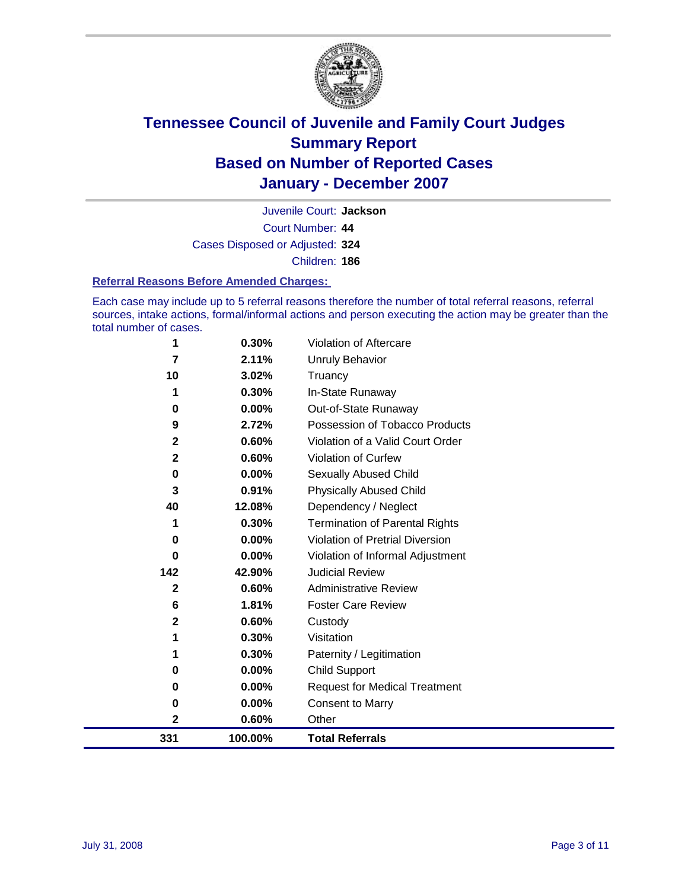# Tennessee Council of Juvenile and Family Court Judges
## Summary Report
## Based on Number of Reported Cases
## January - December 2007

Juvenile Court: **Jackson**

Court Number: **44**

Cases Disposed or Adjusted: **324**

Children: **186**

### Referral Reasons Before Amended Charges:

Each case may include up to 5 referral reasons therefore the number of total referral reasons, referral sources, intake actions, formal/informal actions and person executing the action may be greater than the total number of cases.

| Count | Percent | Referral Reason |
|---|---|---|
| 1 | 0.30% | Violation of Aftercare |
| 7 | 2.11% | Unruly Behavior |
| 10 | 3.02% | Truancy |
| 1 | 0.30% | In-State Runaway |
| 0 | 0.00% | Out-of-State Runaway |
| 9 | 2.72% | Possession of Tobacco Products |
| 2 | 0.60% | Violation of a Valid Court Order |
| 2 | 0.60% | Violation of Curfew |
| 0 | 0.00% | Sexually Abused Child |
| 3 | 0.91% | Physically Abused Child |
| 40 | 12.08% | Dependency / Neglect |
| 1 | 0.30% | Termination of Parental Rights |
| 0 | 0.00% | Violation of Pretrial Diversion |
| 0 | 0.00% | Violation of Informal Adjustment |
| 142 | 42.90% | Judicial Review |
| 2 | 0.60% | Administrative Review |
| 6 | 1.81% | Foster Care Review |
| 2 | 0.60% | Custody |
| 1 | 0.30% | Visitation |
| 1 | 0.30% | Paternity / Legitimation |
| 0 | 0.00% | Child Support |
| 0 | 0.00% | Request for Medical Treatment |
| 0 | 0.00% | Consent to Marry |
| 2 | 0.60% | Other |
| **331** | **100.00%** | **Total Referrals** |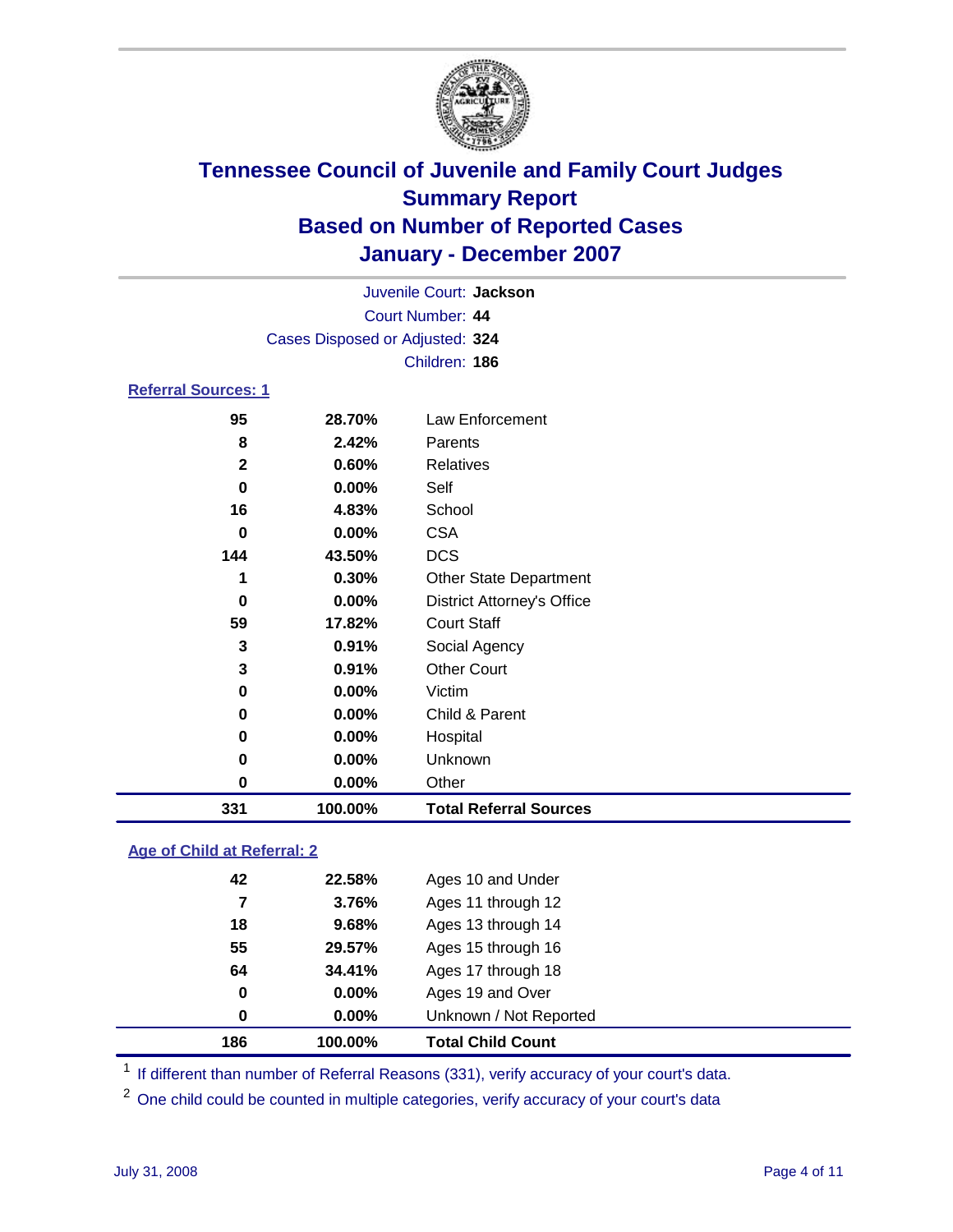# Tennessee Council of Juvenile and Family Court Judges
# Summary Report
# Based on Number of Reported Cases
# January - December 2007

Juvenile Court: **Jackson**
Court Number: **44**
Cases Disposed or Adjusted: **324**
Children: **186**

## Referral Sources: 1

| | | |
|---|---|---|
| 95 | 28.70% | Law Enforcement |
| 8 | 2.42% | Parents |
| 2 | 0.60% | Relatives |
| 0 | 0.00% | Self |
| 16 | 4.83% | School |
| 0 | 0.00% | CSA |
| 144 | 43.50% | DCS |
| 1 | 0.30% | Other State Department |
| 0 | 0.00% | District Attorney's Office |
| 59 | 17.82% | Court Staff |
| 3 | 0.91% | Social Agency |
| 3 | 0.91% | Other Court |
| 0 | 0.00% | Victim |
| 0 | 0.00% | Child & Parent |
| 0 | 0.00% | Hospital |
| 0 | 0.00% | Unknown |
| 0 | 0.00% | Other |
| **331** | **100.00%** | **Total Referral Sources** |

## Age of Child at Referral: 2

| | | |
|---|---|---|
| 42 | 22.58% | Ages 10 and Under |
| 7 | 3.76% | Ages 11 through 12 |
| 18 | 9.68% | Ages 13 through 14 |
| 55 | 29.57% | Ages 15 through 16 |
| 64 | 34.41% | Ages 17 through 18 |
| 0 | 0.00% | Ages 19 and Over |
| 0 | 0.00% | Unknown / Not Reported |
| **186** | **100.00%** | **Total Child Count** |

[1] If different than number of Referral Reasons (331), verify accuracy of your court's data.

[2] One child could be counted in multiple categories, verify accuracy of your court's data

July 31, 2008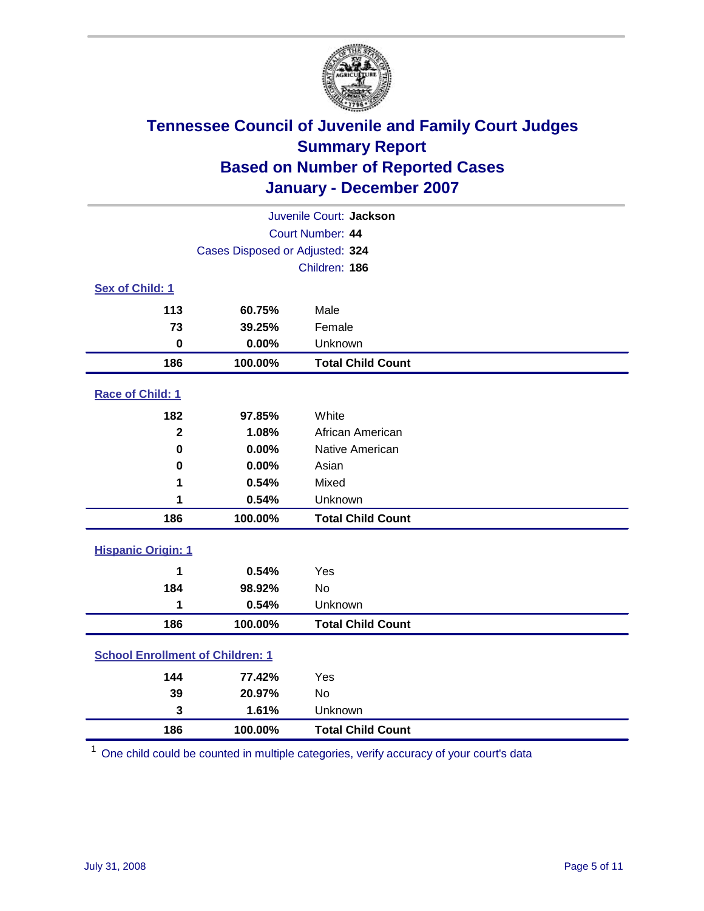# Tennessee Council of Juvenile and Family Court Judges
## Summary Report
## Based on Number of Reported Cases
## January - December 2007

Juvenile Court: **Jackson**
Court Number: **44**
Cases Disposed or Adjusted: **324**
Children: **186**

### Sex of Child: 1

| Count | Percent | Category |
|---|---|---|
| 113 | 60.75% | Male |
| 73 | 39.25% | Female |
| 0 | 0.00% | Unknown |
| **186** | **100.00%** | **Total Child Count** |

### Race of Child: 1

| Count | Percent | Category |
|---|---|---|
| 182 | 97.85% | White |
| 2 | 1.08% | African American |
| 0 | 0.00% | Native American |
| 0 | 0.00% | Asian |
| 1 | 0.54% | Mixed |
| 1 | 0.54% | Unknown |
| **186** | **100.00%** | **Total Child Count** |

### Hispanic Origin: 1

| Count | Percent | Category |
|---|---|---|
| 1 | 0.54% | Yes |
| 184 | 98.92% | No |
| 1 | 0.54% | Unknown |
| **186** | **100.00%** | **Total Child Count** |

### School Enrollment of Children: 1

| Count | Percent | Category |
|---|---|---|
| 144 | 77.42% | Yes |
| 39 | 20.97% | No |
| 3 | 1.61% | Unknown |
| **186** | **100.00%** | **Total Child Count** |

[1] One child could be counted in multiple categories, verify accuracy of your court's data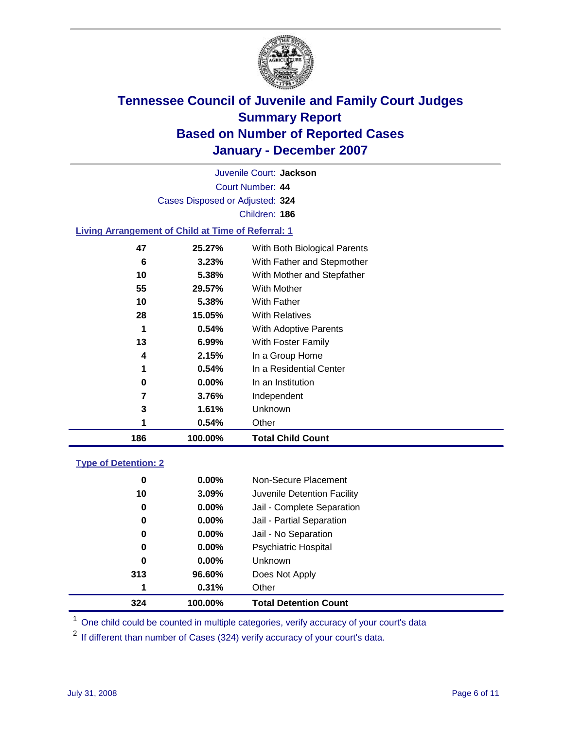# Tennessee Council of Juvenile and Family Court Judges
## Summary Report
## Based on Number of Reported Cases
## January - December 2007

Juvenile Court: **Jackson**
Court Number: **44**
Cases Disposed or Adjusted: **324**
Children: **186**

### Living Arrangement of Child at Time of Referral: 1

| Count | Percent | Arrangement |
|---|---|---|
| 47 | 25.27% | With Both Biological Parents |
| 6 | 3.23% | With Father and Stepmother |
| 10 | 5.38% | With Mother and Stepfather |
| 55 | 29.57% | With Mother |
| 10 | 5.38% | With Father |
| 28 | 15.05% | With Relatives |
| 1 | 0.54% | With Adoptive Parents |
| 13 | 6.99% | With Foster Family |
| 4 | 2.15% | In a Group Home |
| 1 | 0.54% | In a Residential Center |
| 0 | 0.00% | In an Institution |
| 7 | 3.76% | Independent |
| 3 | 1.61% | Unknown |
| 1 | 0.54% | Other |
| **186** | **100.00%** | **Total Child Count** |

### Type of Detention: 2

| Count | Percent | Type |
|---|---|---|
| 0 | 0.00% | Non-Secure Placement |
| 10 | 3.09% | Juvenile Detention Facility |
| 0 | 0.00% | Jail - Complete Separation |
| 0 | 0.00% | Jail - Partial Separation |
| 0 | 0.00% | Jail - No Separation |
| 0 | 0.00% | Psychiatric Hospital |
| 0 | 0.00% | Unknown |
| 313 | 96.60% | Does Not Apply |
| 1 | 0.31% | Other |
| **324** | **100.00%** | **Total Detention Count** |

[1] One child could be counted in multiple categories, verify accuracy of your court's data

[2] If different than number of Cases (324) verify accuracy of your court's data.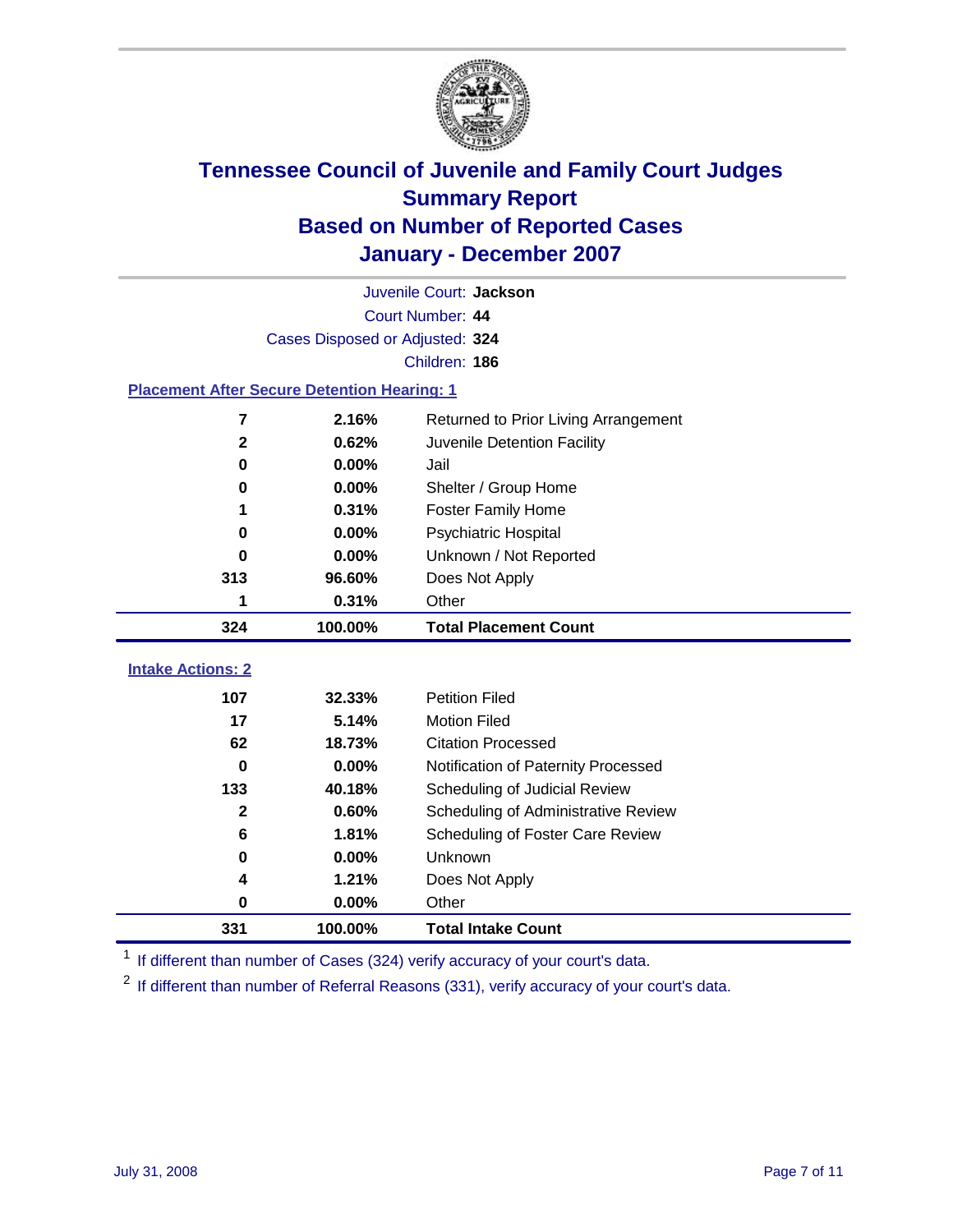# Tennessee Council of Juvenile and Family Court Judges
## Summary Report
## Based on Number of Reported Cases
## January - December 2007

Juvenile Court: **Jackson**
Court Number: **44**
Cases Disposed or Adjusted: **324**
Children: **186**

### Placement After Secure Detention Hearing: 1

| Count | Percent | Placement |
|---|---|---|
| 7 | 2.16% | Returned to Prior Living Arrangement |
| 2 | 0.62% | Juvenile Detention Facility |
| 0 | 0.00% | Jail |
| 0 | 0.00% | Shelter / Group Home |
| 1 | 0.31% | Foster Family Home |
| 0 | 0.00% | Psychiatric Hospital |
| 0 | 0.00% | Unknown / Not Reported |
| 313 | 96.60% | Does Not Apply |
| 1 | 0.31% | Other |
| **324** | **100.00%** | **Total Placement Count** |

### Intake Actions: 2

| Count | Percent | Intake Action |
|---|---|---|
| 107 | 32.33% | Petition Filed |
| 17 | 5.14% | Motion Filed |
| 62 | 18.73% | Citation Processed |
| 0 | 0.00% | Notification of Paternity Processed |
| 133 | 40.18% | Scheduling of Judicial Review |
| 2 | 0.60% | Scheduling of Administrative Review |
| 6 | 1.81% | Scheduling of Foster Care Review |
| 0 | 0.00% | Unknown |
| 4 | 1.21% | Does Not Apply |
| 0 | 0.00% | Other |
| **331** | **100.00%** | **Total Intake Count** |

[1] If different than number of Cases (324) verify accuracy of your court's data.

[2] If different than number of Referral Reasons (331), verify accuracy of your court's data.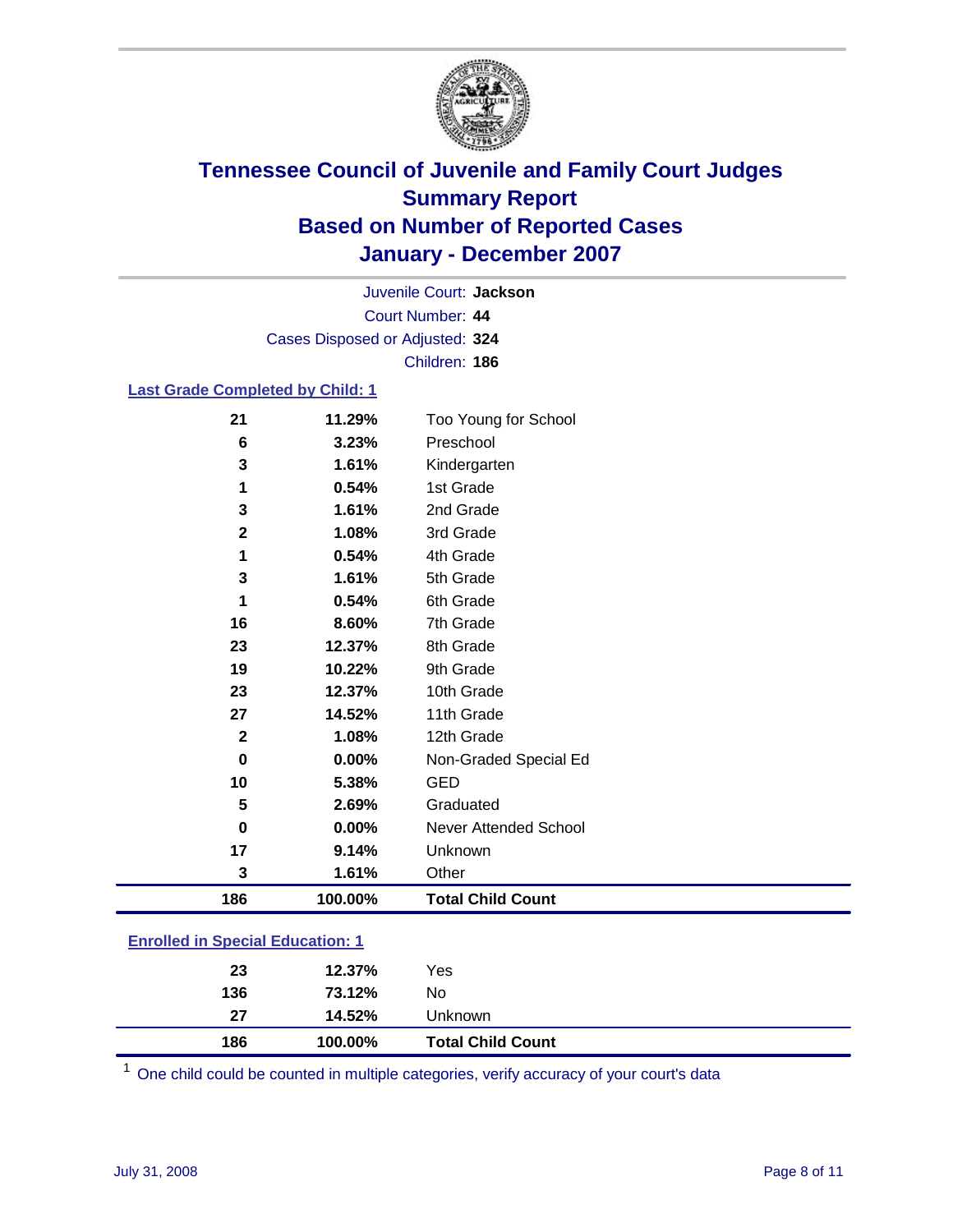# Tennessee Council of Juvenile and Family Court Judges
## Summary Report
## Based on Number of Reported Cases
## January - December 2007

Juvenile Court: **Jackson**
Court Number: **44**
Cases Disposed or Adjusted: **324**
Children: **186**

### Last Grade Completed by Child: 1

| Count | Percent | Category |
|---|---|---|
| 21 | 11.29% | Too Young for School |
| 6 | 3.23% | Preschool |
| 3 | 1.61% | Kindergarten |
| 1 | 0.54% | 1st Grade |
| 3 | 1.61% | 2nd Grade |
| 2 | 1.08% | 3rd Grade |
| 1 | 0.54% | 4th Grade |
| 3 | 1.61% | 5th Grade |
| 1 | 0.54% | 6th Grade |
| 16 | 8.60% | 7th Grade |
| 23 | 12.37% | 8th Grade |
| 19 | 10.22% | 9th Grade |
| 23 | 12.37% | 10th Grade |
| 27 | 14.52% | 11th Grade |
| 2 | 1.08% | 12th Grade |
| 0 | 0.00% | Non-Graded Special Ed |
| 10 | 5.38% | GED |
| 5 | 2.69% | Graduated |
| 0 | 0.00% | Never Attended School |
| 17 | 9.14% | Unknown |
| 3 | 1.61% | Other |
| **186** | **100.00%** | **Total Child Count** |

### Enrolled in Special Education: 1

| Count | Percent | Category |
|---|---|---|
| 23 | 12.37% | Yes |
| 136 | 73.12% | No |
| 27 | 14.52% | Unknown |
| **186** | **100.00%** | **Total Child Count** |

[1] One child could be counted in multiple categories, verify accuracy of your court's data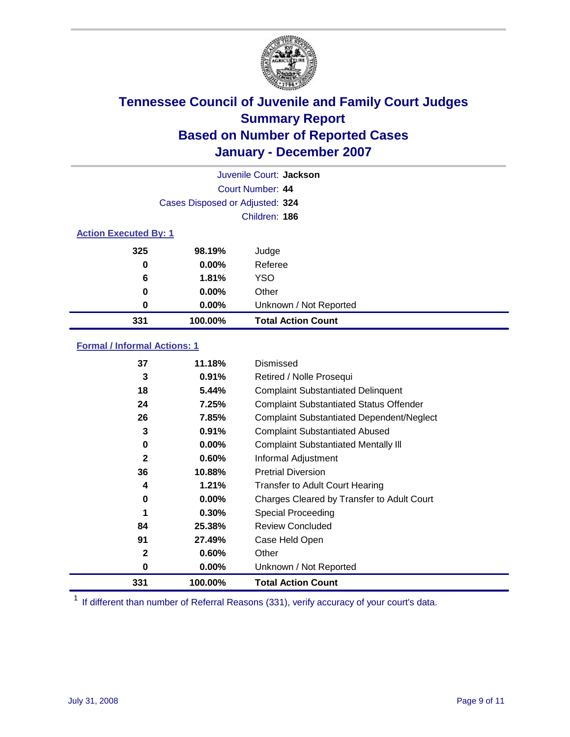# Tennessee Council of Juvenile and Family Court Judges
## Summary Report
## Based on Number of Reported Cases
## January - December 2007

Juvenile Court: **Jackson**
Court Number: **44**
Cases Disposed or Adjusted: **324**
Children: **186**

### Action Executed By: 1

| | | |
|---|---|---|
| 325 | 98.19% | Judge |
| 0 | 0.00% | Referee |
| 6 | 1.81% | YSO |
| 0 | 0.00% | Other |
| 0 | 0.00% | Unknown / Not Reported |
| **331** | **100.00%** | **Total Action Count** |

### Formal / Informal Actions: 1

| | | |
|---|---|---|
| 37 | 11.18% | Dismissed |
| 3 | 0.91% | Retired / Nolle Prosequi |
| 18 | 5.44% | Complaint Substantiated Delinquent |
| 24 | 7.25% | Complaint Substantiated Status Offender |
| 26 | 7.85% | Complaint Substantiated Dependent/Neglect |
| 3 | 0.91% | Complaint Substantiated Abused |
| 0 | 0.00% | Complaint Substantiated Mentally Ill |
| 2 | 0.60% | Informal Adjustment |
| 36 | 10.88% | Pretrial Diversion |
| 4 | 1.21% | Transfer to Adult Court Hearing |
| 0 | 0.00% | Charges Cleared by Transfer to Adult Court |
| 1 | 0.30% | Special Proceeding |
| 84 | 25.38% | Review Concluded |
| 91 | 27.49% | Case Held Open |
| 2 | 0.60% | Other |
| 0 | 0.00% | Unknown / Not Reported |
| **331** | **100.00%** | **Total Action Count** |

[1] If different than number of Referral Reasons (331), verify accuracy of your court's data.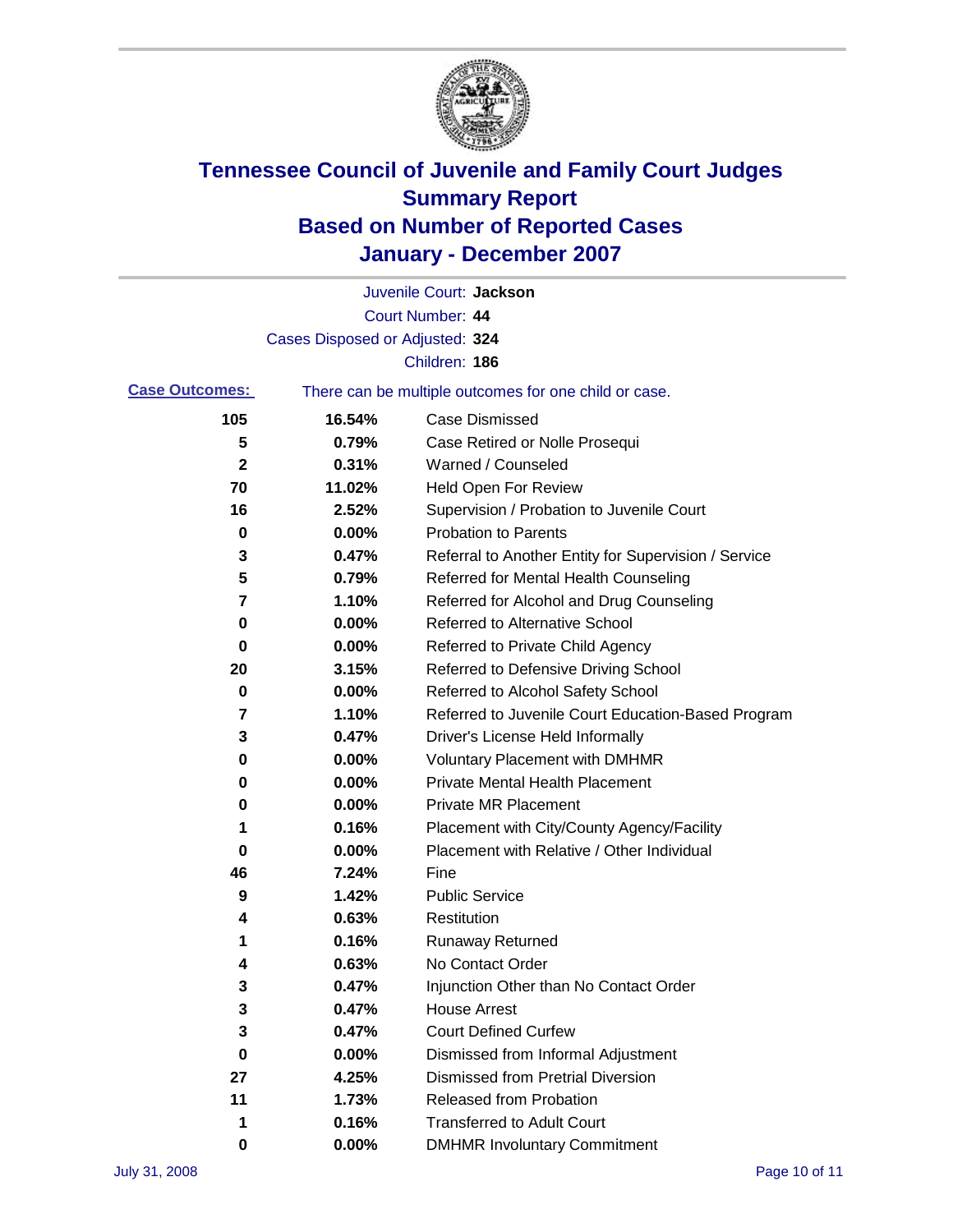# Tennessee Council of Juvenile and Family Court Judges
# Summary Report
# Based on Number of Reported Cases
# January - December 2007

Juvenile Court: **Jackson**

Court Number: **44**

Cases Disposed or Adjusted: **324**

Children: **186**

**Case Outcomes:** There can be multiple outcomes for one child or case.

| Count | Percent | Outcome |
|---|---|---|
| 105 | 16.54% | Case Dismissed |
| 5 | 0.79% | Case Retired or Nolle Prosequi |
| 2 | 0.31% | Warned / Counseled |
| 70 | 11.02% | Held Open For Review |
| 16 | 2.52% | Supervision / Probation to Juvenile Court |
| 0 | 0.00% | Probation to Parents |
| 3 | 0.47% | Referral to Another Entity for Supervision / Service |
| 5 | 0.79% | Referred for Mental Health Counseling |
| 7 | 1.10% | Referred for Alcohol and Drug Counseling |
| 0 | 0.00% | Referred to Alternative School |
| 0 | 0.00% | Referred to Private Child Agency |
| 20 | 3.15% | Referred to Defensive Driving School |
| 0 | 0.00% | Referred to Alcohol Safety School |
| 7 | 1.10% | Referred to Juvenile Court Education-Based Program |
| 3 | 0.47% | Driver's License Held Informally |
| 0 | 0.00% | Voluntary Placement with DMHMR |
| 0 | 0.00% | Private Mental Health Placement |
| 0 | 0.00% | Private MR Placement |
| 1 | 0.16% | Placement with City/County Agency/Facility |
| 0 | 0.00% | Placement with Relative / Other Individual |
| 46 | 7.24% | Fine |
| 9 | 1.42% | Public Service |
| 4 | 0.63% | Restitution |
| 1 | 0.16% | Runaway Returned |
| 4 | 0.63% | No Contact Order |
| 3 | 0.47% | Injunction Other than No Contact Order |
| 3 | 0.47% | House Arrest |
| 3 | 0.47% | Court Defined Curfew |
| 0 | 0.00% | Dismissed from Informal Adjustment |
| 27 | 4.25% | Dismissed from Pretrial Diversion |
| 11 | 1.73% | Released from Probation |
| 1 | 0.16% | Transferred to Adult Court |
| 0 | 0.00% | DMHMR Involuntary Commitment |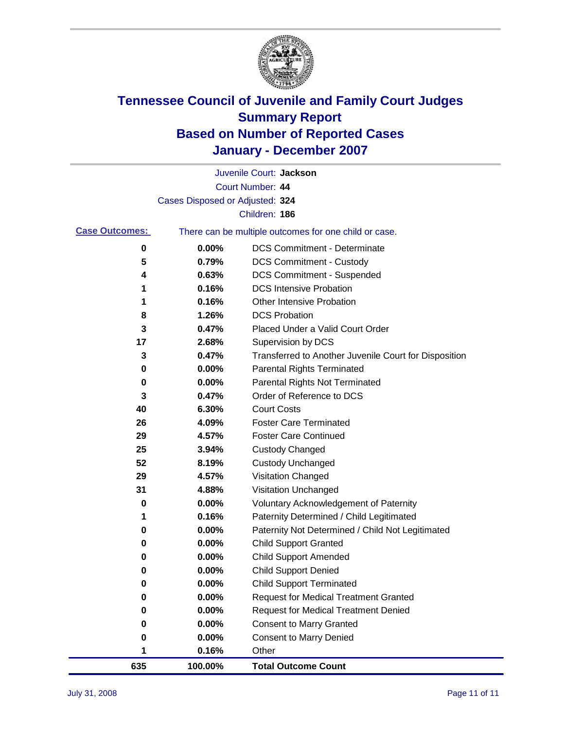# Tennessee Council of Juvenile and Family Court Judges
# Summary Report
# Based on Number of Reported Cases
# January - December 2007

Juvenile Court: **Jackson**

Court Number: **44**

Cases Disposed or Adjusted: **324**

Children: **186**

**Case Outcomes:** There can be multiple outcomes for one child or case.

| | | |
|---|---|---|
| 0 | 0.00% | DCS Commitment - Determinate |
| 5 | 0.79% | DCS Commitment - Custody |
| 4 | 0.63% | DCS Commitment - Suspended |
| 1 | 0.16% | DCS Intensive Probation |
| 1 | 0.16% | Other Intensive Probation |
| 8 | 1.26% | DCS Probation |
| 3 | 0.47% | Placed Under a Valid Court Order |
| 17 | 2.68% | Supervision by DCS |
| 3 | 0.47% | Transferred to Another Juvenile Court for Disposition |
| 0 | 0.00% | Parental Rights Terminated |
| 0 | 0.00% | Parental Rights Not Terminated |
| 3 | 0.47% | Order of Reference to DCS |
| 40 | 6.30% | Court Costs |
| 26 | 4.09% | Foster Care Terminated |
| 29 | 4.57% | Foster Care Continued |
| 25 | 3.94% | Custody Changed |
| 52 | 8.19% | Custody Unchanged |
| 29 | 4.57% | Visitation Changed |
| 31 | 4.88% | Visitation Unchanged |
| 0 | 0.00% | Voluntary Acknowledgement of Paternity |
| 1 | 0.16% | Paternity Determined / Child Legitimated |
| 0 | 0.00% | Paternity Not Determined / Child Not Legitimated |
| 0 | 0.00% | Child Support Granted |
| 0 | 0.00% | Child Support Amended |
| 0 | 0.00% | Child Support Denied |
| 0 | 0.00% | Child Support Terminated |
| 0 | 0.00% | Request for Medical Treatment Granted |
| 0 | 0.00% | Request for Medical Treatment Denied |
| 0 | 0.00% | Consent to Marry Granted |
| 0 | 0.00% | Consent to Marry Denied |
| 1 | 0.16% | Other |
| **635** | **100.00%** | **Total Outcome Count** |

July 31, 2008